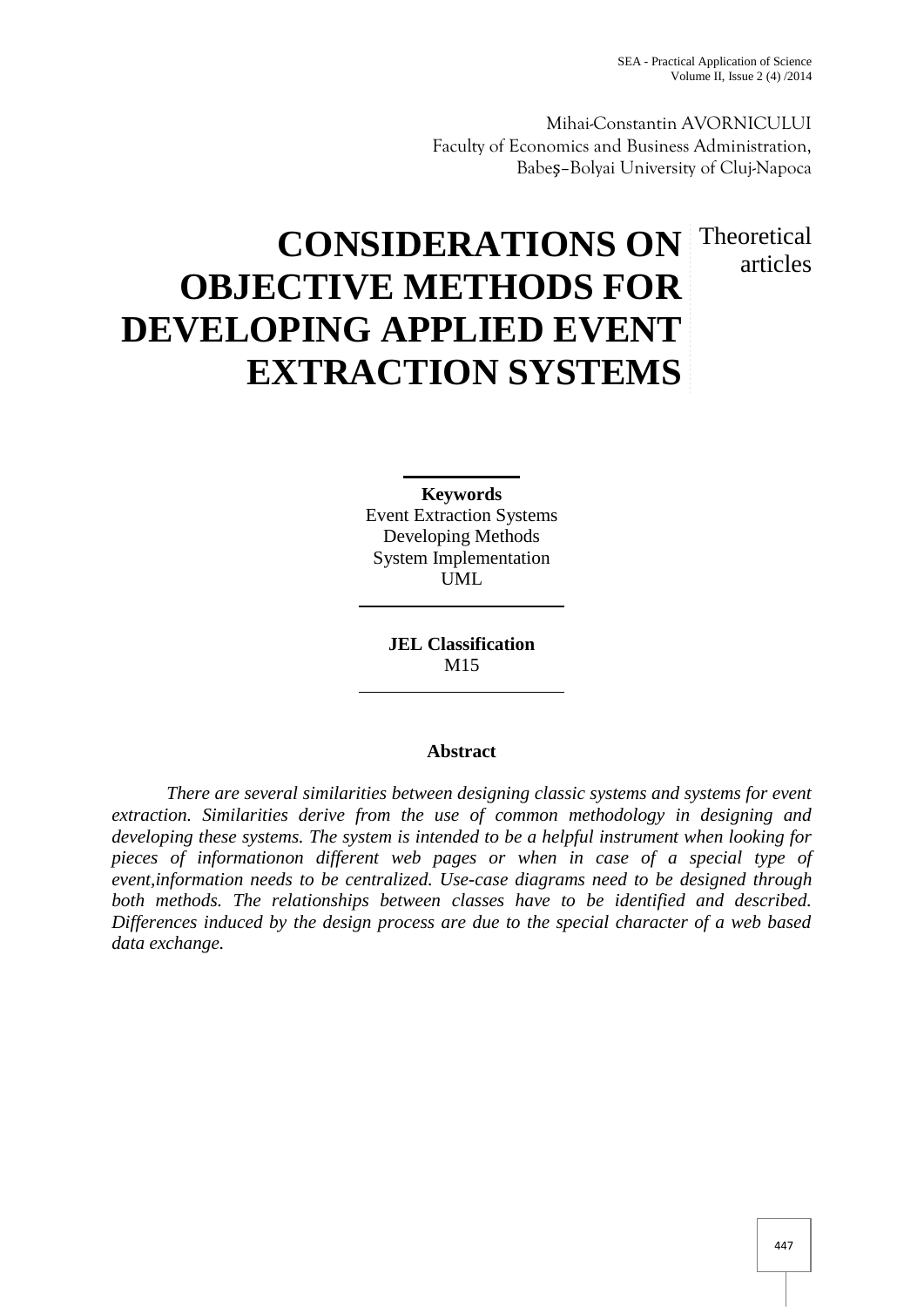Mihai-Constantin AVORNICULUI
Faculty of Economics and Business Administration,
Babeş–Bolyai University of Cluj-Napoca

# CONSIDERATIONS ON OBJECTIVE METHODS FOR DEVELOPING APPLIED EVENT EXTRACTION SYSTEMS

Theoretical articles

**Keywords**
Event Extraction Systems
Developing Methods
System Implementation
UML

**JEL Classification**
M15

**Abstract**

*There are several similarities between designing classic systems and systems for event extraction. Similarities derive from the use of common methodology in designing and developing these systems. The system is intended to be a helpful instrument when looking for pieces of informationon different web pages or when in case of a special type of event,information needs to be centralized. Use-case diagrams need to be designed through both methods. The relationships between classes have to be identified and described. Differences induced by the design process are due to the special character of a web based data exchange.*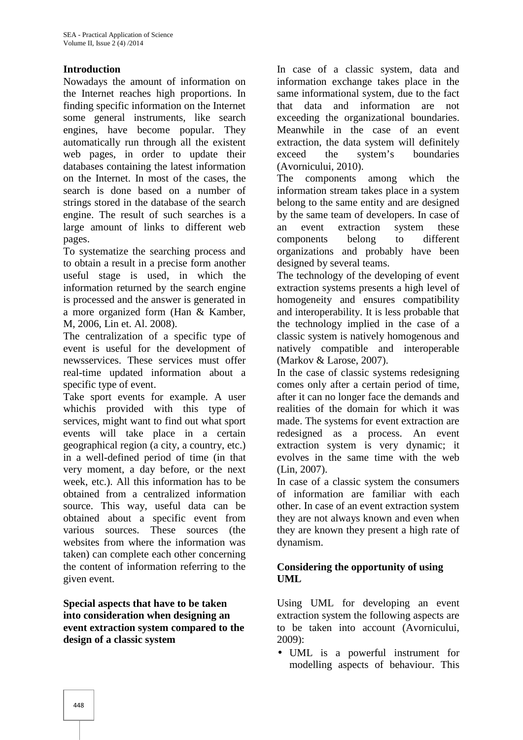## Introduction

Nowadays the amount of information on the Internet reaches high proportions. In finding specific information on the Internet some general instruments, like search engines, have become popular. They automatically run through all the existent web pages, in order to update their databases containing the latest information on the Internet. In most of the cases, the search is done based on a number of strings stored in the database of the search engine. The result of such searches is a large amount of links to different web pages.

To systematize the searching process and to obtain a result in a precise form another useful stage is used, in which the information returned by the search engine is processed and the answer is generated in a more organized form (Han & Kamber, M, 2006, Lin et. Al. 2008).

The centralization of a specific type of event is useful for the development of newsservices. These services must offer real-time updated information about a specific type of event.

Take sport events for example. A user whichis provided with this type of services, might want to find out what sport events will take place in a certain geographical region (a city, a country, etc.) in a well-defined period of time (in that very moment, a day before, or the next week, etc.). All this information has to be obtained from a centralized information source. This way, useful data can be obtained about a specific event from various sources. These sources (the websites from where the information was taken) can complete each other concerning the content of information referring to the given event.

## Special aspects that have to be taken into consideration when designing an event extraction system compared to the design of a classic system

In case of a classic system, data and information exchange takes place in the same informational system, due to the fact that data and information are not exceeding the organizational boundaries. Meanwhile in the case of an event extraction, the data system will definitely exceed the system's boundaries (Avornicului, 2010).

The components among which the information stream takes place in a system belong to the same entity and are designed by the same team of developers. In case of an event extraction system these components belong to different organizations and probably have been designed by several teams.

The technology of the developing of event extraction systems presents a high level of homogeneity and ensures compatibility and interoperability. It is less probable that the technology implied in the case of a classic system is natively homogenous and natively compatible and interoperable (Markov & Larose, 2007).

In the case of classic systems redesigning comes only after a certain period of time, after it can no longer face the demands and realities of the domain for which it was made. The systems for event extraction are redesigned as a process. An event extraction system is very dynamic; it evolves in the same time with the web (Lin, 2007).

In case of a classic system the consumers of information are familiar with each other. In case of an event extraction system they are not always known and even when they are known they present a high rate of dynamism.

## Considering the opportunity of using UML

Using UML for developing an event extraction system the following aspects are to be taken into account (Avornicului, 2009):

- UML is a powerful instrument for modelling aspects of behaviour. This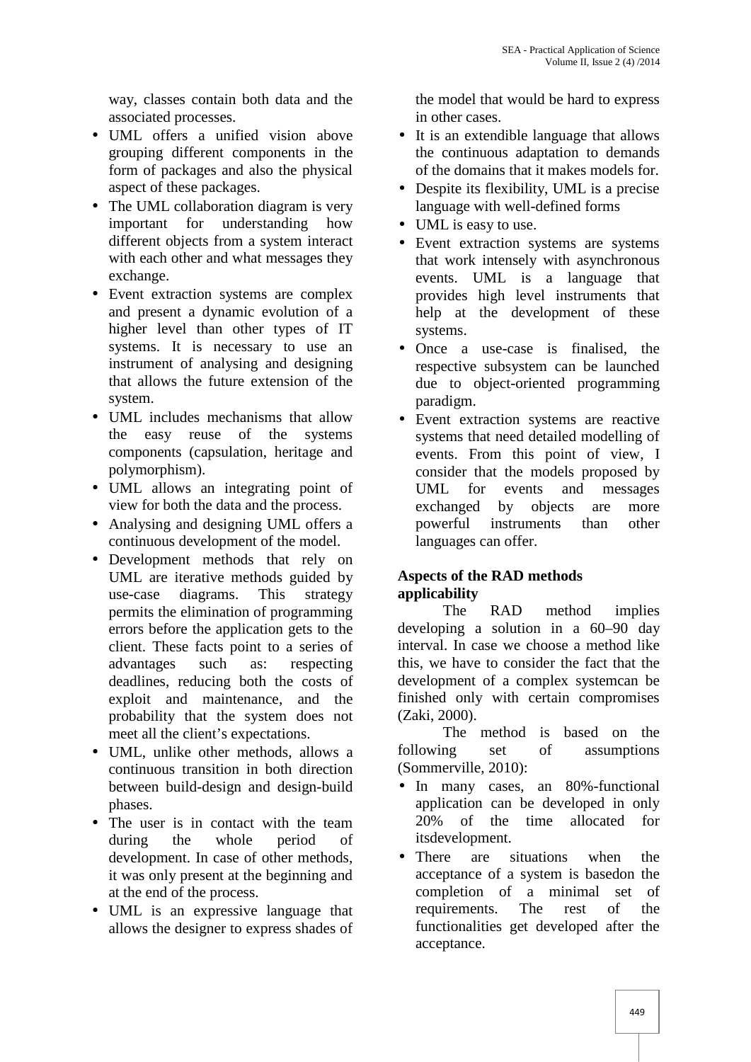way, classes contain both data and the associated processes.

- UML offers a unified vision above grouping different components in the form of packages and also the physical aspect of these packages.
- The UML collaboration diagram is very important for understanding how different objects from a system interact with each other and what messages they exchange.
- Event extraction systems are complex and present a dynamic evolution of a higher level than other types of IT systems. It is necessary to use an instrument of analysing and designing that allows the future extension of the system.
- UML includes mechanisms that allow the easy reuse of the systems components (capsulation, heritage and polymorphism).
- UML allows an integrating point of view for both the data and the process.
- Analysing and designing UML offers a continuous development of the model.
- Development methods that rely on UML are iterative methods guided by use-case diagrams. This strategy permits the elimination of programming errors before the application gets to the client. These facts point to a series of advantages such as: respecting deadlines, reducing both the costs of exploit and maintenance, and the probability that the system does not meet all the client's expectations.
- UML, unlike other methods, allows a continuous transition in both direction between build-design and design-build phases.
- The user is in contact with the team during the whole period of development. In case of other methods, it was only present at the beginning and at the end of the process.
- UML is an expressive language that allows the designer to express shades of the model that would be hard to express in other cases.
- It is an extendible language that allows the continuous adaptation to demands of the domains that it makes models for.
- Despite its flexibility, UML is a precise language with well-defined forms
- UML is easy to use.
- Event extraction systems are systems that work intensely with asynchronous events. UML is a language that provides high level instruments that help at the development of these systems.
- Once a use-case is finalised, the respective subsystem can be launched due to object-oriented programming paradigm.
- Event extraction systems are reactive systems that need detailed modelling of events. From this point of view, I consider that the models proposed by UML for events and messages exchanged by objects are more powerful instruments than other languages can offer.

### Aspects of the RAD methods applicability

The RAD method implies developing a solution in a 60–90 day interval. In case we choose a method like this, we have to consider the fact that the development of a complex systemcan be finished only with certain compromises (Zaki, 2000).

The method is based on the following set of assumptions (Sommerville, 2010):

- In many cases, an 80%-functional application can be developed in only 20% of the time allocated for itsdevelopment.
- There are situations when the acceptance of a system is basedon the completion of a minimal set of requirements. The rest of the functionalities get developed after the acceptance.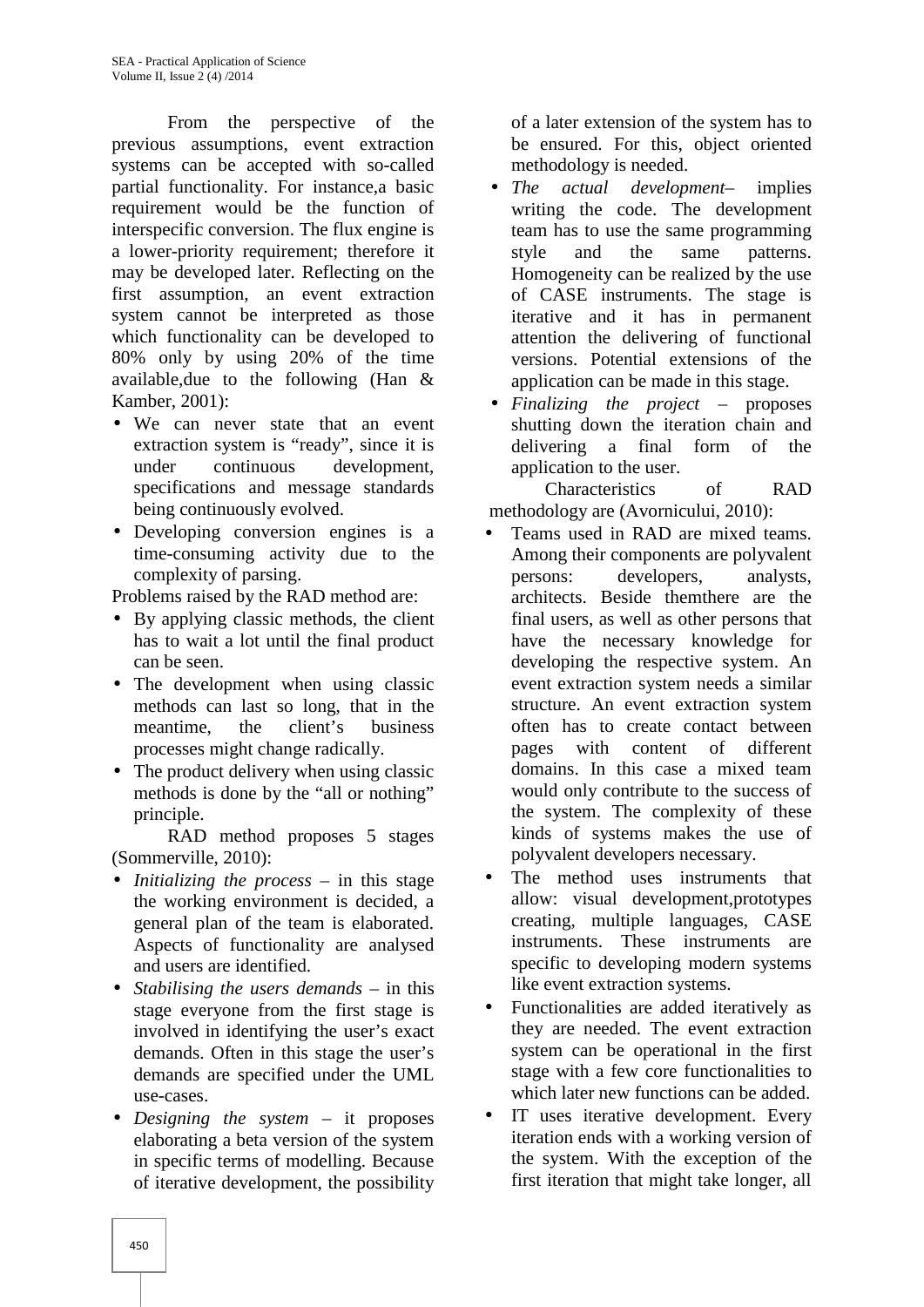From the perspective of the previous assumptions, event extraction systems can be accepted with so-called partial functionality. For instance,a basic requirement would be the function of interspecific conversion. The flux engine is a lower-priority requirement; therefore it may be developed later. Reflecting on the first assumption, an event extraction system cannot be interpreted as those which functionality can be developed to 80% only by using 20% of the time available,due to the following (Han & Kamber, 2001):

- We can never state that an event extraction system is "ready", since it is under continuous development, specifications and message standards being continuously evolved.
- Developing conversion engines is a time-consuming activity due to the complexity of parsing.

Problems raised by the RAD method are:

- By applying classic methods, the client has to wait a lot until the final product can be seen.
- The development when using classic methods can last so long, that in the meantime, the client's business processes might change radically.
- The product delivery when using classic methods is done by the "all or nothing" principle.

RAD method proposes 5 stages (Sommerville, 2010):

- *Initializing the process* – in this stage the working environment is decided, a general plan of the team is elaborated. Aspects of functionality are analysed and users are identified.
- *Stabilising the users demands* – in this stage everyone from the first stage is involved in identifying the user's exact demands. Often in this stage the user's demands are specified under the UML use-cases.
- *Designing the system* – it proposes elaborating a beta version of the system in specific terms of modelling. Because of iterative development, the possibility of a later extension of the system has to be ensured. For this, object oriented methodology is needed.
- *The actual development*– implies writing the code. The development team has to use the same programming style and the same patterns. Homogeneity can be realized by the use of CASE instruments. The stage is iterative and it has in permanent attention the delivering of functional versions. Potential extensions of the application can be made in this stage.
- *Finalizing the project* – proposes shutting down the iteration chain and delivering a final form of the application to the user.

Characteristics of RAD methodology are (Avornicului, 2010):

- Teams used in RAD are mixed teams. Among their components are polyvalent persons: developers, analysts, architects. Beside themthere are the final users, as well as other persons that have the necessary knowledge for developing the respective system. An event extraction system needs a similar structure. An event extraction system often has to create contact between pages with content of different domains. In this case a mixed team would only contribute to the success of the system. The complexity of these kinds of systems makes the use of polyvalent developers necessary.
- The method uses instruments that allow: visual development,prototypes creating, multiple languages, CASE instruments. These instruments are specific to developing modern systems like event extraction systems.
- Functionalities are added iteratively as they are needed. The event extraction system can be operational in the first stage with a few core functionalities to which later new functions can be added.
- IT uses iterative development. Every iteration ends with a working version of the system. With the exception of the first iteration that might take longer, all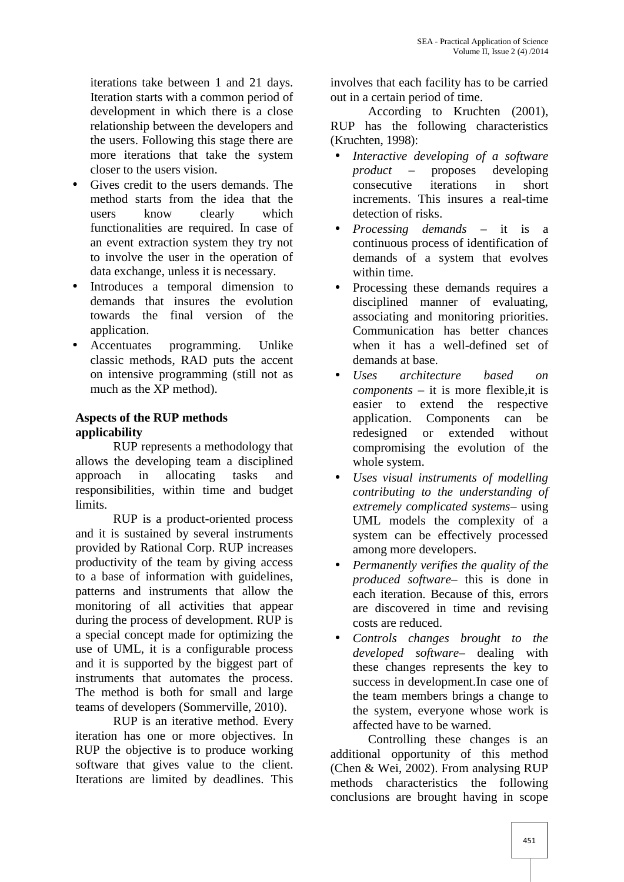iterations take between 1 and 21 days. Iteration starts with a common period of development in which there is a close relationship between the developers and the users. Following this stage there are more iterations that take the system closer to the users vision.

- Gives credit to the users demands. The method starts from the idea that the users know clearly which functionalities are required. In case of an event extraction system they try not to involve the user in the operation of data exchange, unless it is necessary.
- Introduces a temporal dimension to demands that insures the evolution towards the final version of the application.
- Accentuates programming. Unlike classic methods, RAD puts the accent on intensive programming (still not as much as the XP method).

**Aspects of the RUP methods applicability**

RUP represents a methodology that allows the developing team a disciplined approach in allocating tasks and responsibilities, within time and budget limits.

RUP is a product-oriented process and it is sustained by several instruments provided by Rational Corp. RUP increases productivity of the team by giving access to a base of information with guidelines, patterns and instruments that allow the monitoring of all activities that appear during the process of development. RUP is a special concept made for optimizing the use of UML, it is a configurable process and it is supported by the biggest part of instruments that automates the process. The method is both for small and large teams of developers (Sommerville, 2010).

RUP is an iterative method. Every iteration has one or more objectives. In RUP the objective is to produce working software that gives value to the client. Iterations are limited by deadlines. This involves that each facility has to be carried out in a certain period of time.

According to Kruchten (2001), RUP has the following characteristics (Kruchten, 1998):

- *Interactive developing of a software product* – proposes developing consecutive iterations in short increments. This insures a real-time detection of risks.
- *Processing demands* – it is a continuous process of identification of demands of a system that evolves within time.
- Processing these demands requires a disciplined manner of evaluating, associating and monitoring priorities. Communication has better chances when it has a well-defined set of demands at base.
- *Uses architecture based on components* – it is more flexible,it is easier to extend the respective application. Components can be redesigned or extended without compromising the evolution of the whole system.
- *Uses visual instruments of modelling contributing to the understanding of extremely complicated systems*– using UML models the complexity of a system can be effectively processed among more developers.
- *Permanently verifies the quality of the produced software*– this is done in each iteration. Because of this, errors are discovered in time and revising costs are reduced.
- *Controls changes brought to the developed software*– dealing with these changes represents the key to success in development.In case one of the team members brings a change to the system, everyone whose work is affected have to be warned.

Controlling these changes is an additional opportunity of this method (Chen & Wei, 2002). From analysing RUP methods characteristics the following conclusions are brought having in scope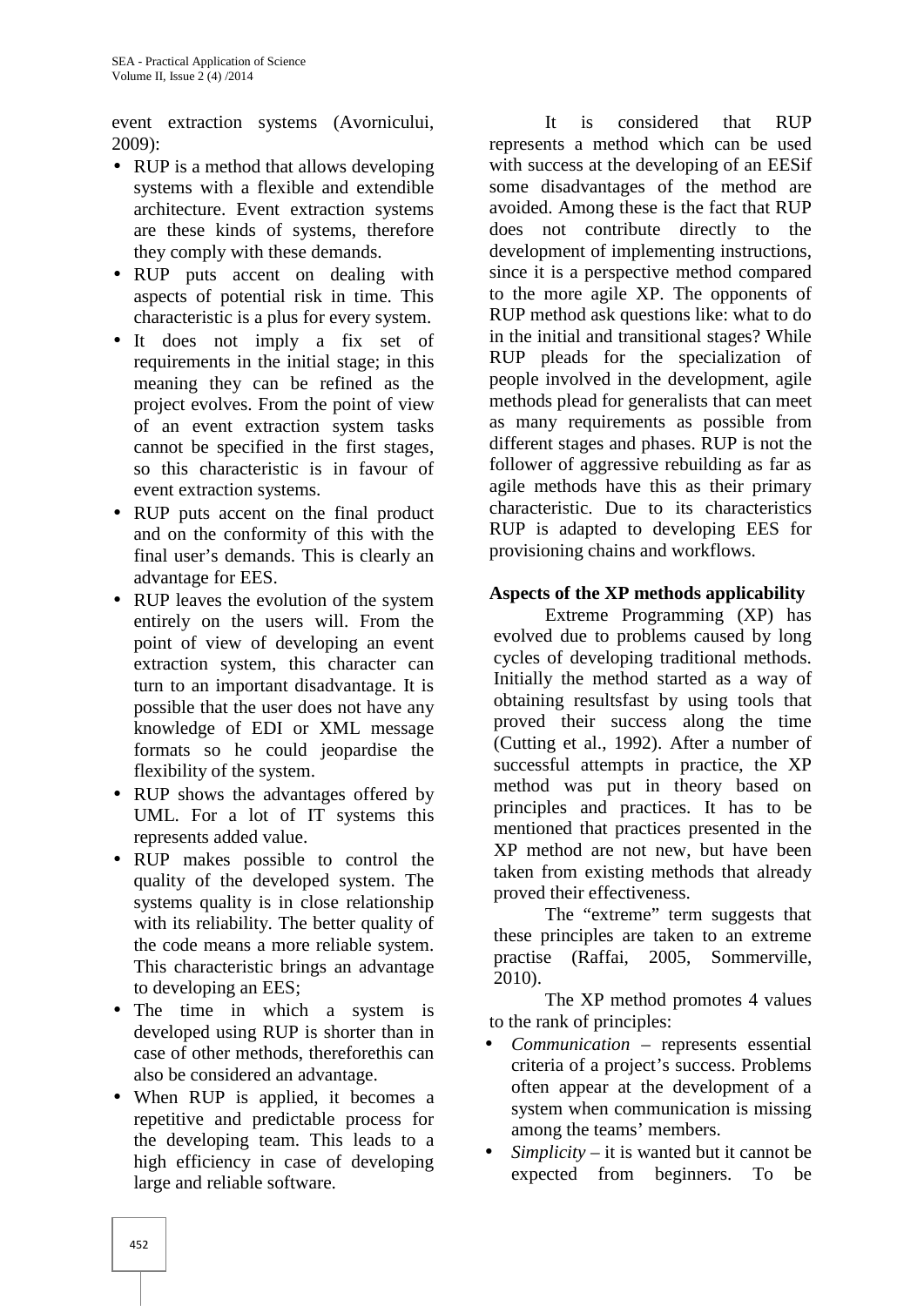event extraction systems (Avornicului, 2009):

- RUP is a method that allows developing systems with a flexible and extendible architecture. Event extraction systems are these kinds of systems, therefore they comply with these demands.
- RUP puts accent on dealing with aspects of potential risk in time. This characteristic is a plus for every system.
- It does not imply a fix set of requirements in the initial stage; in this meaning they can be refined as the project evolves. From the point of view of an event extraction system tasks cannot be specified in the first stages, so this characteristic is in favour of event extraction systems.
- RUP puts accent on the final product and on the conformity of this with the final user's demands. This is clearly an advantage for EES.
- RUP leaves the evolution of the system entirely on the users will. From the point of view of developing an event extraction system, this character can turn to an important disadvantage. It is possible that the user does not have any knowledge of EDI or XML message formats so he could jeopardise the flexibility of the system.
- RUP shows the advantages offered by UML. For a lot of IT systems this represents added value.
- RUP makes possible to control the quality of the developed system. The systems quality is in close relationship with its reliability. The better quality of the code means a more reliable system. This characteristic brings an advantage to developing an EES;
- The time in which a system is developed using RUP is shorter than in case of other methods, thereforethis can also be considered an advantage.
- When RUP is applied, it becomes a repetitive and predictable process for the developing team. This leads to a high efficiency in case of developing large and reliable software.

It is considered that RUP represents a method which can be used with success at the developing of an EESif some disadvantages of the method are avoided. Among these is the fact that RUP does not contribute directly to the development of implementing instructions, since it is a perspective method compared to the more agile XP. The opponents of RUP method ask questions like: what to do in the initial and transitional stages? While RUP pleads for the specialization of people involved in the development, agile methods plead for generalists that can meet as many requirements as possible from different stages and phases. RUP is not the follower of aggressive rebuilding as far as agile methods have this as their primary characteristic. Due to its characteristics RUP is adapted to developing EES for provisioning chains and workflows.

**Aspects of the XP methods applicability**

Extreme Programming (XP) has evolved due to problems caused by long cycles of developing traditional methods. Initially the method started as a way of obtaining resultsfast by using tools that proved their success along the time (Cutting et al., 1992). After a number of successful attempts in practice, the XP method was put in theory based on principles and practices. It has to be mentioned that practices presented in the XP method are not new, but have been taken from existing methods that already proved their effectiveness.

The "extreme" term suggests that these principles are taken to an extreme practise (Raffai, 2005, Sommerville, 2010).

The XP method promotes 4 values to the rank of principles:

- *Communication* – represents essential criteria of a project's success. Problems often appear at the development of a system when communication is missing among the teams' members.
- *Simplicity* – it is wanted but it cannot be expected from beginners. To be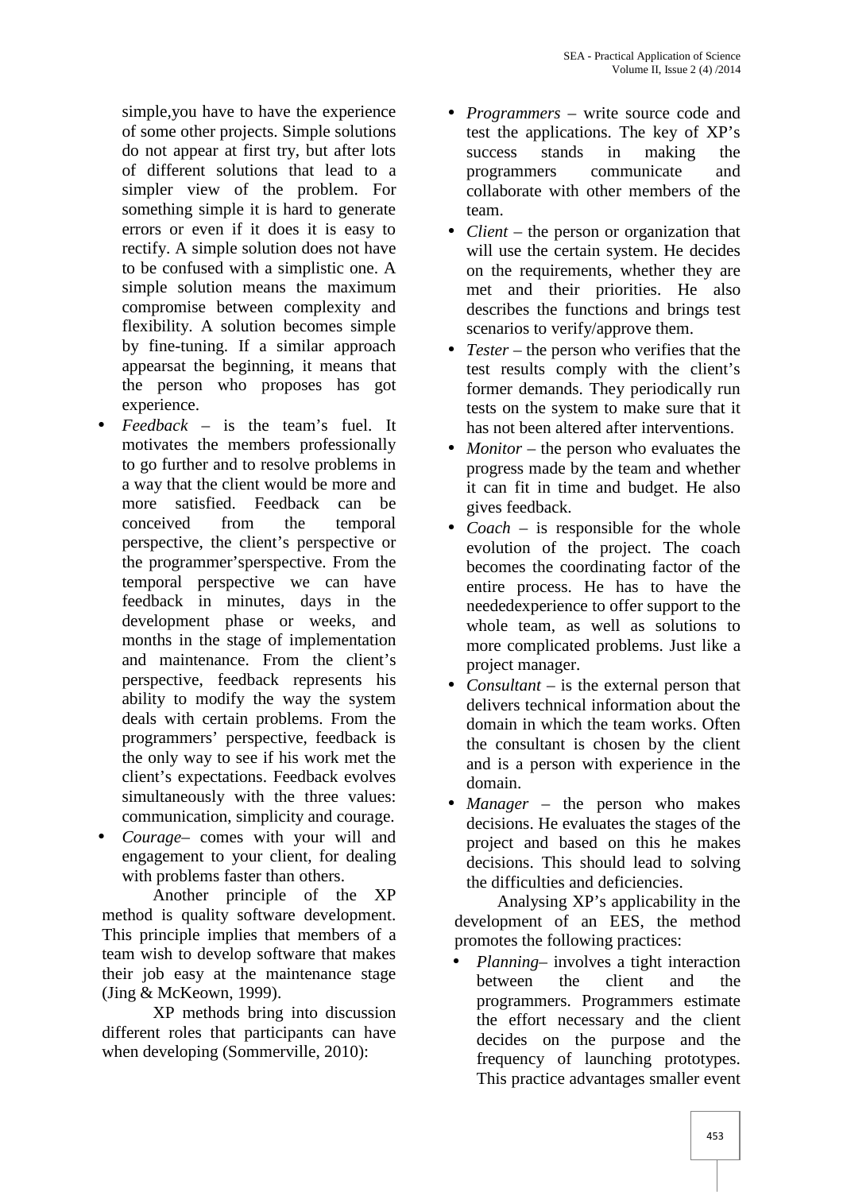simple,you have to have the experience of some other projects. Simple solutions do not appear at first try, but after lots of different solutions that lead to a simpler view of the problem. For something simple it is hard to generate errors or even if it does it is easy to rectify. A simple solution does not have to be confused with a simplistic one. A simple solution means the maximum compromise between complexity and flexibility. A solution becomes simple by fine-tuning. If a similar approach appearsat the beginning, it means that the person who proposes has got experience.

- *Feedback* – is the team's fuel. It motivates the members professionally to go further and to resolve problems in a way that the client would be more and more satisfied. Feedback can be conceived from the temporal perspective, the client's perspective or the programmer'sperspective. From the temporal perspective we can have feedback in minutes, days in the development phase or weeks, and months in the stage of implementation and maintenance. From the client's perspective, feedback represents his ability to modify the way the system deals with certain problems. From the programmers' perspective, feedback is the only way to see if his work met the client's expectations. Feedback evolves simultaneously with the three values: communication, simplicity and courage.
- *Courage*– comes with your will and engagement to your client, for dealing with problems faster than others.

Another principle of the XP method is quality software development. This principle implies that members of a team wish to develop software that makes their job easy at the maintenance stage (Jing & McKeown, 1999).

XP methods bring into discussion different roles that participants can have when developing (Sommerville, 2010):

- *Programmers* – write source code and test the applications. The key of XP's success stands in making the programmers communicate and collaborate with other members of the team.
- *Client* – the person or organization that will use the certain system. He decides on the requirements, whether they are met and their priorities. He also describes the functions and brings test scenarios to verify/approve them.
- *Tester* – the person who verifies that the test results comply with the client's former demands. They periodically run tests on the system to make sure that it has not been altered after interventions.
- *Monitor* – the person who evaluates the progress made by the team and whether it can fit in time and budget. He also gives feedback.
- *Coach* – is responsible for the whole evolution of the project. The coach becomes the coordinating factor of the entire process. He has to have the neededexperience to offer support to the whole team, as well as solutions to more complicated problems. Just like a project manager.
- *Consultant* – is the external person that delivers technical information about the domain in which the team works. Often the consultant is chosen by the client and is a person with experience in the domain.
- *Manager* – the person who makes decisions. He evaluates the stages of the project and based on this he makes decisions. This should lead to solving the difficulties and deficiencies.

Analysing XP's applicability in the development of an EES, the method promotes the following practices:

- *Planning*– involves a tight interaction between the client and the programmers. Programmers estimate the effort necessary and the client decides on the purpose and the frequency of launching prototypes. This practice advantages smaller event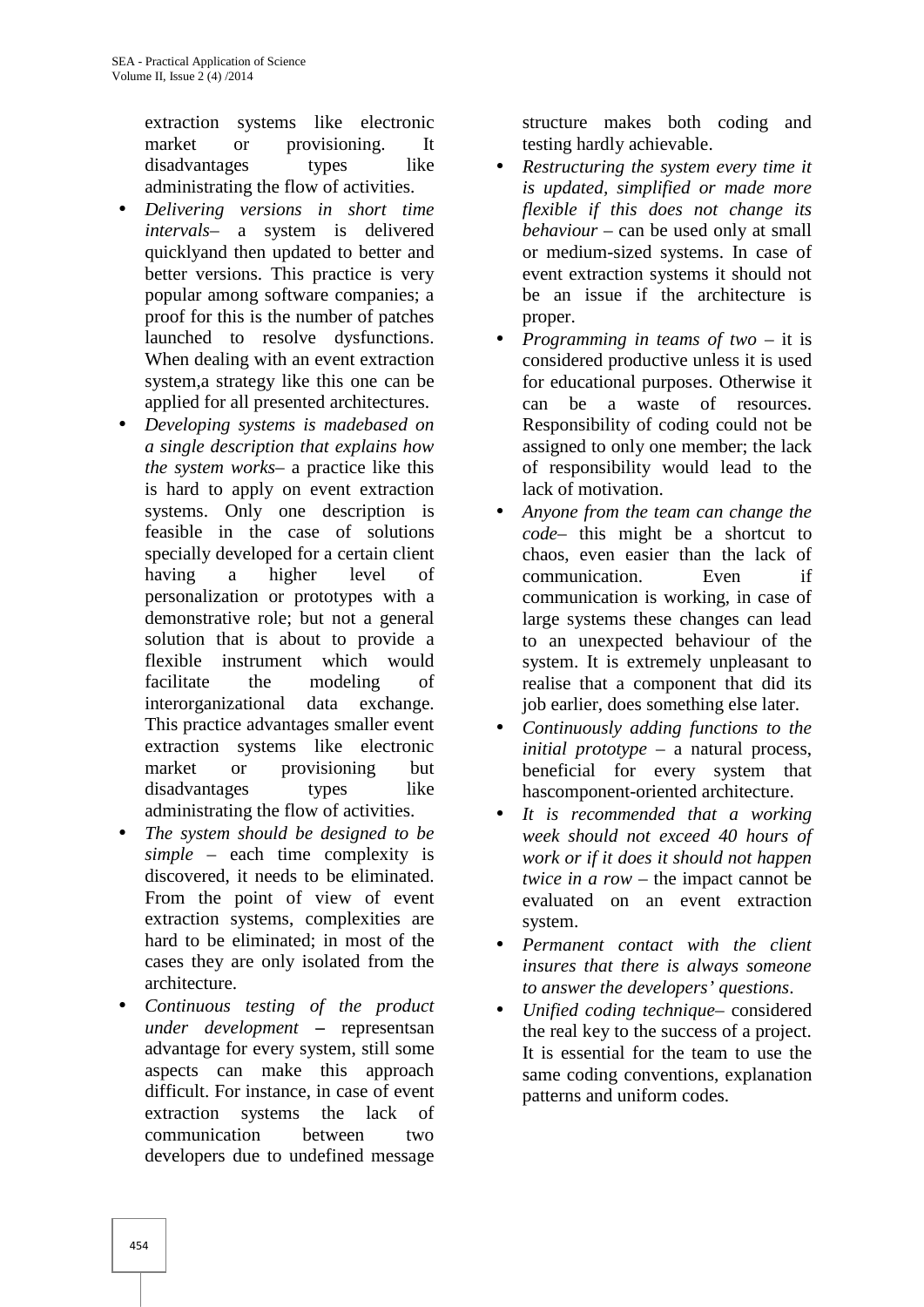extraction systems like electronic market or provisioning. It disadvantages types like administrating the flow of activities.

- *Delivering versions in short time intervals*– a system is delivered quicklyand then updated to better and better versions. This practice is very popular among software companies; a proof for this is the number of patches launched to resolve dysfunctions. When dealing with an event extraction system,a strategy like this one can be applied for all presented architectures.
- *Developing systems is madebased on a single description that explains how the system works*– a practice like this is hard to apply on event extraction systems. Only one description is feasible in the case of solutions specially developed for a certain client having a higher level of personalization or prototypes with a demonstrative role; but not a general solution that is about to provide a flexible instrument which would facilitate the modeling of interorganizational data exchange. This practice advantages smaller event extraction systems like electronic market or provisioning but disadvantages types like administrating the flow of activities.
- *The system should be designed to be simple* – each time complexity is discovered, it needs to be eliminated. From the point of view of event extraction systems, complexities are hard to be eliminated; in most of the cases they are only isolated from the architecture.
- *Continuous testing of the product under development* **–** representsan advantage for every system, still some aspects can make this approach difficult. For instance, in case of event extraction systems the lack of communication between two developers due to undefined message structure makes both coding and testing hardly achievable.
- *Restructuring the system every time it is updated, simplified or made more flexible if this does not change its behaviour* – can be used only at small or medium-sized systems. In case of event extraction systems it should not be an issue if the architecture is proper.
- *Programming in teams of two* – it is considered productive unless it is used for educational purposes. Otherwise it can be a waste of resources. Responsibility of coding could not be assigned to only one member; the lack of responsibility would lead to the lack of motivation.
- *Anyone from the team can change the code*– this might be a shortcut to chaos, even easier than the lack of communication. Even if communication is working, in case of large systems these changes can lead to an unexpected behaviour of the system. It is extremely unpleasant to realise that a component that did its job earlier, does something else later.
- *Continuously adding functions to the initial prototype* – a natural process, beneficial for every system that hascomponent-oriented architecture.
- *It is recommended that a working week should not exceed 40 hours of work or if it does it should not happen twice in a row* – the impact cannot be evaluated on an event extraction system.
- *Permanent contact with the client insures that there is always someone to answer the developers' questions*.
- *Unified coding technique*– considered the real key to the success of a project. It is essential for the team to use the same coding conventions, explanation patterns and uniform codes.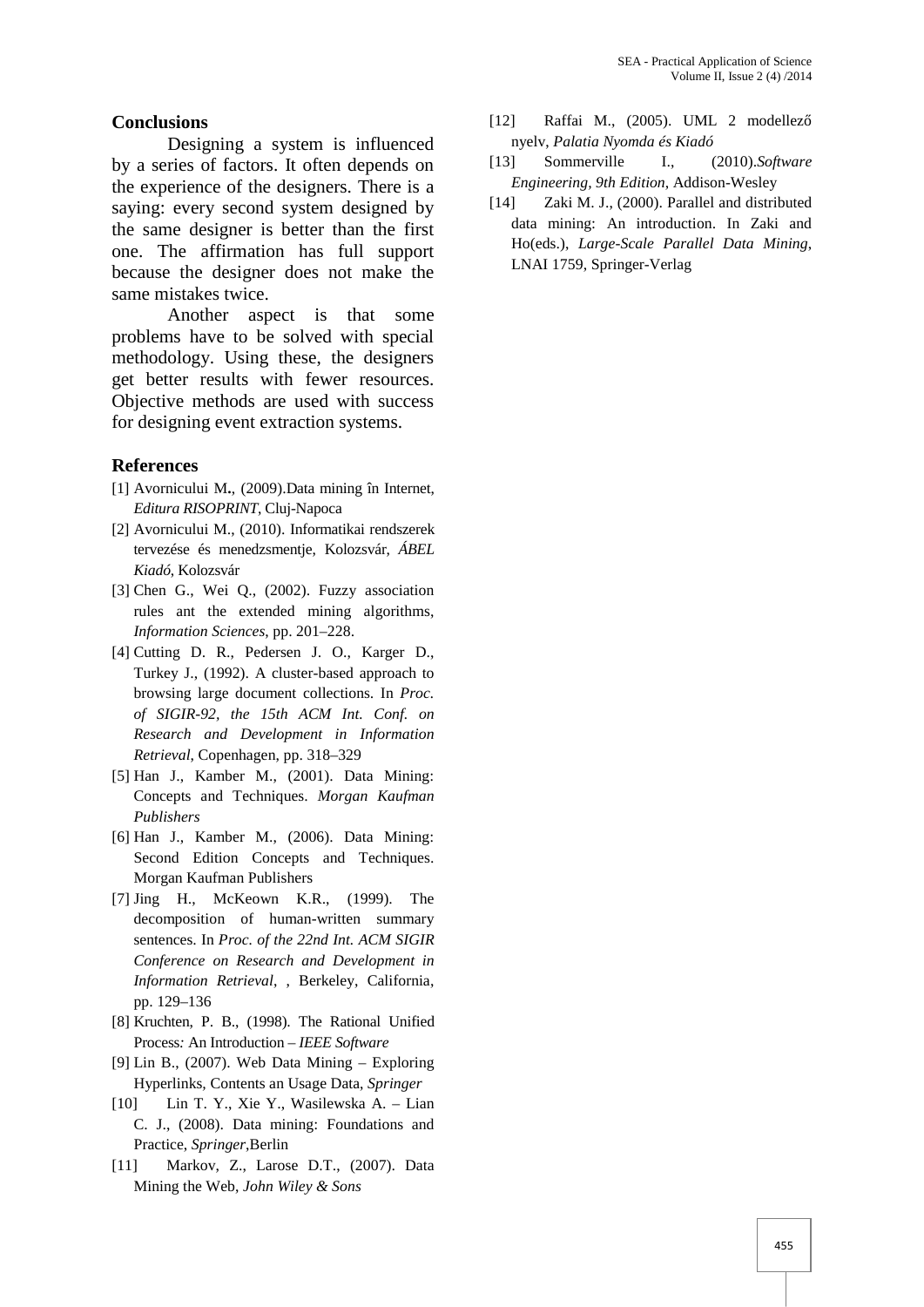## Conclusions

Designing a system is influenced by a series of factors. It often depends on the experience of the designers. There is a saying: every second system designed by the same designer is better than the first one. The affirmation has full support because the designer does not make the same mistakes twice.

Another aspect is that some problems have to be solved with special methodology. Using these, the designers get better results with fewer resources. Objective methods are used with success for designing event extraction systems.

## References

[1] Avornicului M., (2009).Data mining în Internet, *Editura RISOPRINT*, Cluj-Napoca

[2] Avornicului M., (2010). Informatikai rendszerek tervezése és menedzsmentje, Kolozsvár, *ÁBEL Kiadó*, Kolozsvár

[3] Chen G., Wei Q., (2002). Fuzzy association rules ant the extended mining algorithms, *Information Sciences*, pp. 201–228.

[4] Cutting D. R., Pedersen J. O., Karger D., Turkey J., (1992). A cluster-based approach to browsing large document collections. In *Proc. of SIGIR-92, the 15th ACM Int. Conf. on Research and Development in Information Retrieval*, Copenhagen, pp. 318–329

[5] Han J., Kamber M., (2001). Data Mining: Concepts and Techniques. *Morgan Kaufman Publishers*

[6] Han J., Kamber M., (2006). Data Mining: Second Edition Concepts and Techniques. Morgan Kaufman Publishers

[7] Jing H., McKeown K.R., (1999). The decomposition of human-written summary sentences. In *Proc. of the 22nd Int. ACM SIGIR Conference on Research and Development in Information Retrieval*, , Berkeley, California, pp. 129–136

[8] Kruchten, P. B., (1998). The Rational Unified Process: An Introduction – *IEEE Software*

[9] Lin B., (2007). Web Data Mining – Exploring Hyperlinks, Contents an Usage Data, *Springer*

[10] Lin T. Y., Xie Y., Wasilewska A. – Lian C. J., (2008). Data mining: Foundations and Practice, *Springer*,Berlin

[11] Markov, Z., Larose D.T., (2007). Data Mining the Web, *John Wiley & Sons*

[12] Raffai M., (2005). UML 2 modellező nyelv, *Palatia Nyomda és Kiadó*

[13] Sommerville I., (2010).*Software Engineering, 9th Edition*, Addison-Wesley

[14] Zaki M. J., (2000). Parallel and distributed data mining: An introduction. In Zaki and Ho(eds.), *Large-Scale Parallel Data Mining*, LNAI 1759, Springer-Verlag